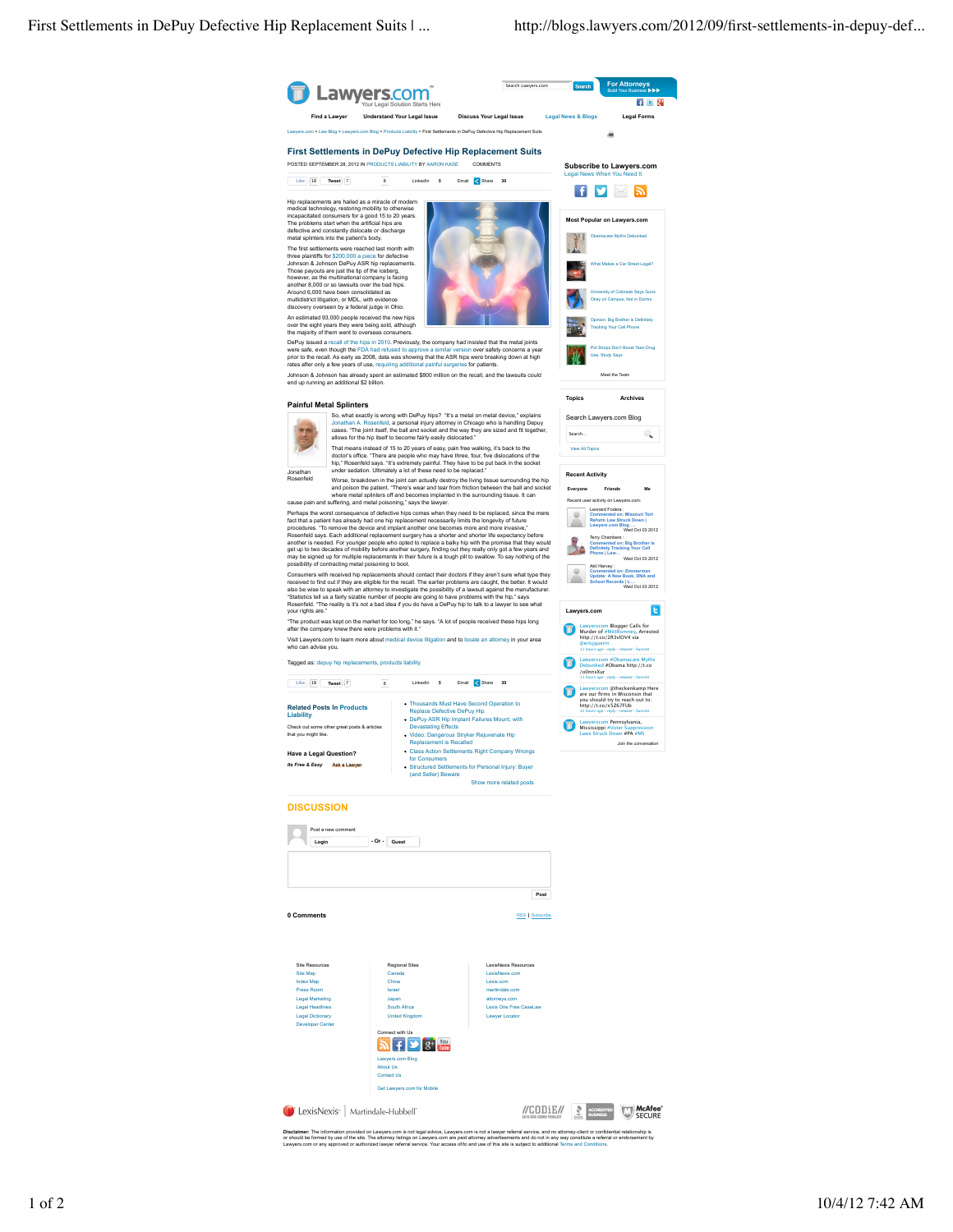# First Settlements in DePuy Defective Hip Replacement Suits

POSTED SEPTEMBER 28, 2012 IN PRODUCTS LIABILITY BY AARON KASE COMMENTS

Hip replacements are hailed as a miracle of modern medical technology, restoring mobility to otherwise incapacitated consumers for a good 15 to 20 years. The problems start when the artificial hips are defective and constantly dislocate or discharge metal splinters into the patient's body.

The first settlements were reached last month with three plaintiffs for $200,000 a piece for defective Johnson & Johnson DePuy ASR hip replacements. Those payouts are just the tip of the iceberg, however, as the multinational company is facing another 8,000 or so lawsuits over the bad hips. Around 6,000 have been consolidated as multidistrict litigation, or MDL, with evidence discovery overseen by a federal judge in Ohio.

An estimated 93,000 people received the new hips over the eight years they were being sold, although the majority of them went to overseas consumers.

DePuy issued a recall of the hips in 2010. Previously, the company had insisted that the metal joints were safe, even though the FDA had refused to approve a similar version over safety concerns a year prior to the recall. As early as 2008, data was showing that the ASR hips were breaking down at high rates after only a few years of use, requiring additional painful surgeries for patients.

Johnson & Johnson has already spent an estimated $800 million on the recall, and the lawsuits could end up running an additional $2 billion.

## Painful Metal Splinters

Jonathan Rosenfeld

So, what exactly is wrong with DePuy hips? "It's a metal on metal device," explains Jonathan A. Rosenfeld, a personal injury attorney in Chicago who is handling Depuy cases. "The joint itself, the ball and socket and the way they are sized and fit together, allows for the hip itself to become fairly easily dislocated."

That means instead of 15 to 20 years of easy, pain free walking, it's back to the doctor's office. "There are people who may have three, four, five dislocations of the hip," Rosenfeld says. "It's extremely painful. They have to be put back in the socket under sedation. Ultimately a lot of these need to be replaced."

Worse, breakdown in the joint can actually destroy the living tissue surrounding the hip and poison the patient. "There's wear and tear from friction between the ball and socket where metal splinters off and becomes implanted in the surrounding tissue. It can cause pain and suffering, and metal poisoning," says the lawyer.

Perhaps the worst consequence of defective hips comes when they need to be replaced, since the mere fact that a patient has already had one hip replacement necessarily limits the longevity of future procedures. "To remove the device and implant another one becomes more and more invasive," Rosenfeld says. Each additional replacement surgery has a shorter and shorter life expectancy before another is needed. For younger people who opted to replace a balky hip with the promise that they would get up to two decades of mobility before another surgery, finding out they really only get a few years and may be signed up for multiple replacements in their future is a tough pill to swallow. To say nothing of the possibility of contracting metal poisoning to boot.

Consumers with received hip replacements should contact their doctors if they aren't sure what type they received to find out if they are eligible for the recall. The earlier problems are caught, the better. It would also be wise to speak with an attorney to investigate the possibility of a lawsuit against the manufacturer. "Statistics tell us a fairly sizable number of people are going to have problems with the hip," says Rosenfeld. "The reality is it's not a bad idea if you do have a DePuy hip to talk to a lawyer to see what your rights are."

"The product was kept on the market for too long," he says. "A lot of people received these hips long after the company knew there were problems with it."

Visit Lawyers.com to learn more about medical device litigation and to locate an attorney in your area who can advise you.

Tagged as: depuy hip replacements, products liability

### Related Posts In Products Liability

Check out some other great posts & articles that you might like.

- Thousands Must Have Second Operation to Replace Defective DePuy Hip
- DePuy ASR Hip Implant Failures Mount, with Devastating Effects
- Video: Dangerous Stryker Rejuvenate Hip Replacement is Recalled
- Class Action Settlements Right Company Wrongs for Consumers
- Structured Settlements for Personal Injury: Buyer (and Seller) Beware

Show more related posts

## DISCUSSION

0 Comments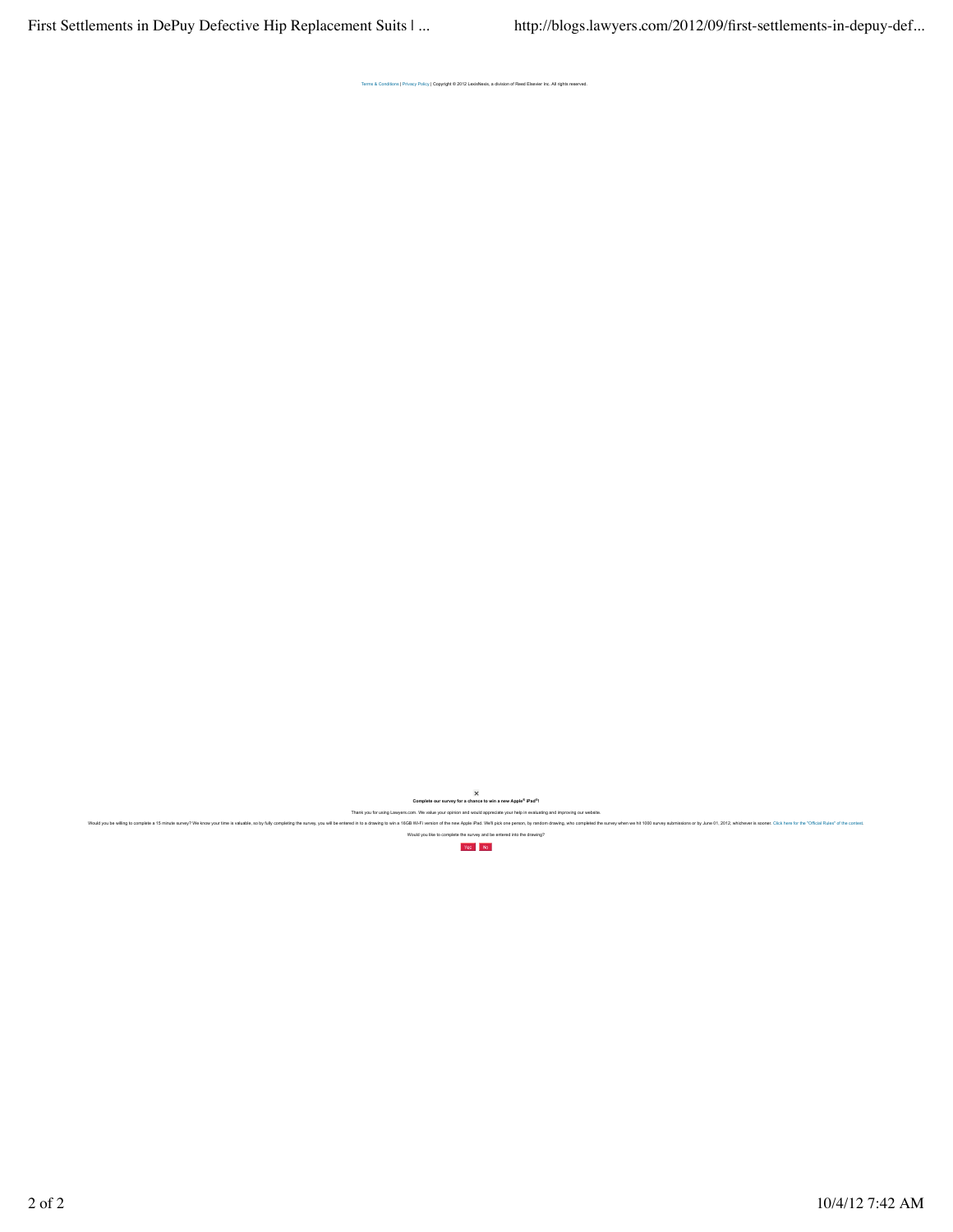Terms & Conditions | Privacy Policy | Copyright © 2012 LexisNexis, a division of Reed Elsevier Inc. All rights reserved.

✕

**Complete our survey for a chance to win a new Apple® iPad®!**

Thank you for using Lawyers.com. We value your opinion and would appreciate your help in evaluating and improving our website.

Would you be willing to complete a 15 minute survey? We know your time is valuable, so by fully completing the survey, you will be entered in to a drawing to win a 16GB Wi-Fi version of the new Apple iPad. We'll pick one person, by random drawing, who completed the survey when we hit 1000 survey submissions or by June 01, 2012, whichever is sooner. Click here for the "Official Rules" of the contest.

Would you like to complete the survey and be entered into the drawing?

Yes No